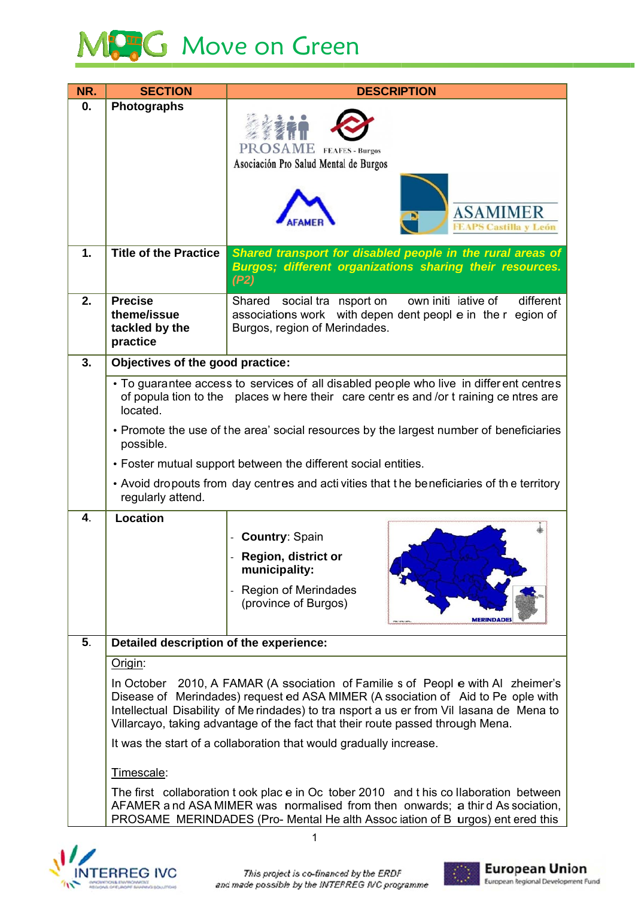# Move on Green

| NR. | SECTION | DESCRIPTION |
|---|---|---|
| 0. | Photographs | PROSAME FEAFES - Burgos Asociación Pro Salud Mental de Burgos; AFAMER; ASAMIMER FEAPS Castilla y León |
| 1. | Title of the Practice | ***Shared transport for disabled people in the rural areas of Burgos; different organizations sharing their resources. (P2)*** |
| 2. | Precise theme/issue tackled by the practice | Shared social transport on own initiative of different associations work with dependent people in the region of Burgos, region of Merindades. |
| 3. | **Objectives of the good practice:** | |
| | • To guarantee access to services of all disabled people who live in different centres of population to the places where their care centres and /or training centres are located.<br>• Promote the use of the area' social resources by the largest number of beneficiaries possible.<br>• Foster mutual support between the different social entities.<br>• Avoid dropouts from day centres and activities that the beneficiaries of the territory regularly attend. | |
| 4. | Location | - **Country**: Spain<br>- **Region, district or municipality:**<br>- Region of Merindades (province of Burgos)<br>MERINDADES |
| 5. | **Detailed description of the experience:** | |
| | <u>Origin</u>:<br>In October 2010, AFAMAR (Association of Families of People with Alzheimer's Disease of Merindades) requested ASAMIMER (Association of Aid to People with Intellectual Disability of Merindades) to transport a user from Villasana de Mena to Villarcayo, taking advantage of the fact that their route passed through Mena.<br>It was the start of a collaboration that would gradually increase.<br><br><u>Timescale</u>:<br>The first collaboration took place in October 2010 and this collaboration between AFAMER and ASAMIMER was normalised from then onwards; a third Association, PROSAME MERINDADES (Pro- Mental Health Association of Burgos) entered this | |

This project is co-financed by the ERDF and made possible by the INTERREG IVC programme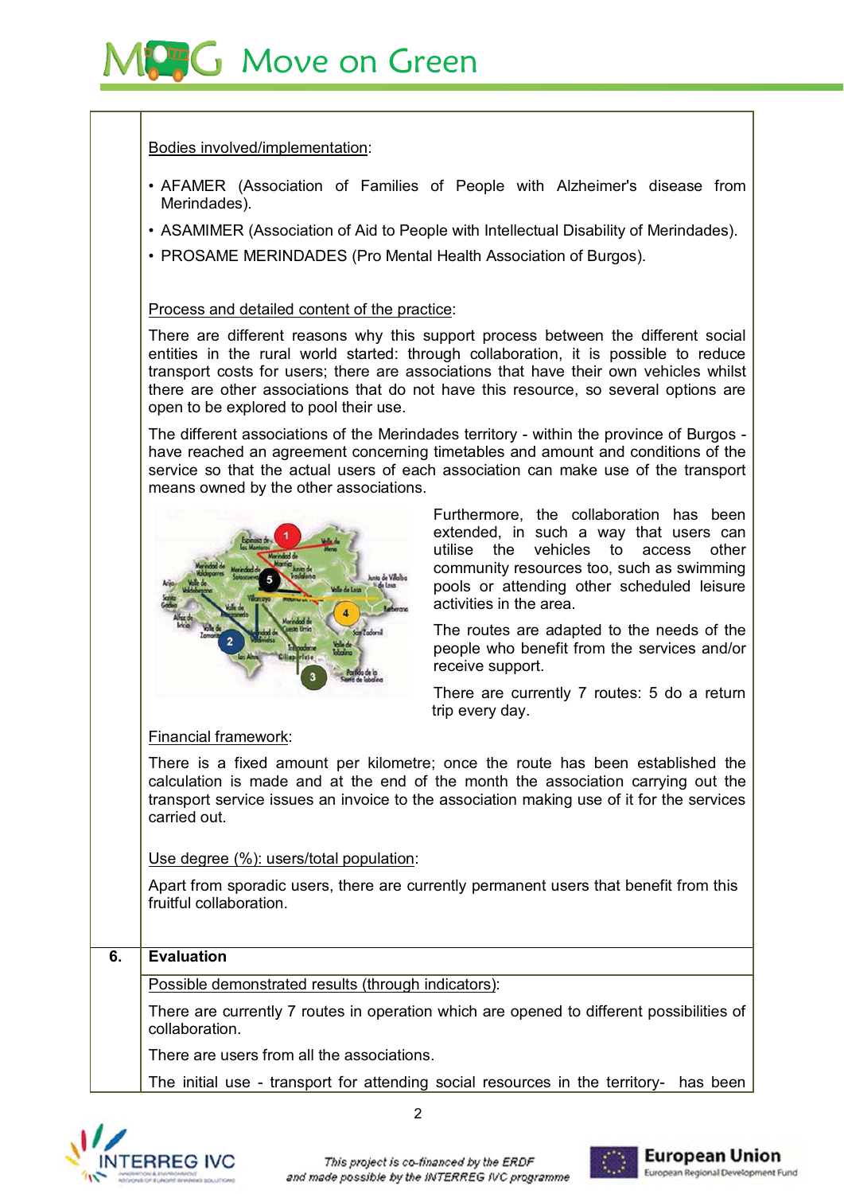Bodies involved/implementation:

- AFAMER (Association of Families of People with Alzheimer's disease from Merindades).
- ASAMIMER (Association of Aid to People with Intellectual Disability of Merindades).
- PROSAME MERINDADES (Pro Mental Health Association of Burgos).

Process and detailed content of the practice:

There are different reasons why this support process between the different social entities in the rural world started: through collaboration, it is possible to reduce transport costs for users; there are associations that have their own vehicles whilst there are other associations that do not have this resource, so several options are open to be explored to pool their use.

The different associations of the Merindades territory - within the province of Burgos - have reached an agreement concerning timetables and amount and conditions of the service so that the actual users of each association can make use of the transport means owned by the other associations.

Furthermore, the collaboration has been extended, in such a way that users can utilise the vehicles to access other community resources too, such as swimming pools or attending other scheduled leisure activities in the area.

The routes are adapted to the needs of the people who benefit from the services and/or receive support.

There are currently 7 routes: 5 do a return trip every day.

Financial framework:

There is a fixed amount per kilometre; once the route has been established the calculation is made and at the end of the month the association carrying out the transport service issues an invoice to the association making use of it for the services carried out.

Use degree (%): users/total population:

Apart from sporadic users, there are currently permanent users that benefit from this fruitful collaboration.

| 6. | **Evaluation** |
|---|---|

Possible demonstrated results (through indicators):

There are currently 7 routes in operation which are opened to different possibilities of collaboration.

There are users from all the associations.

The initial use - transport for attending social resources in the territory- has been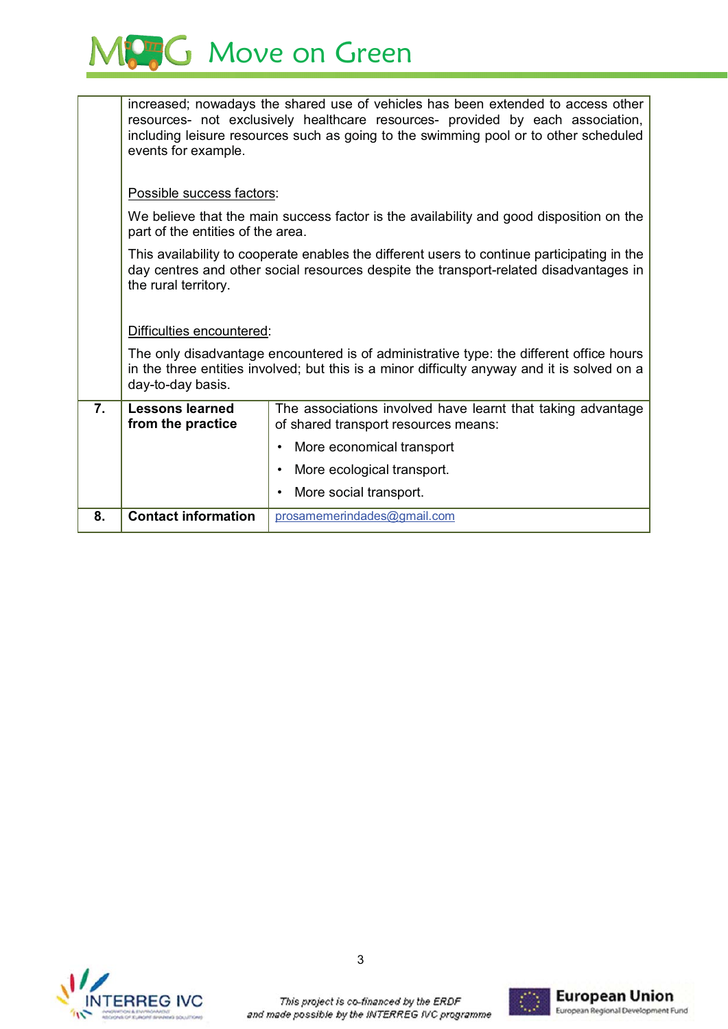| | | |
|---|---|---|
| | increased; nowadays the shared use of vehicles has been extended to access other resources- not exclusively healthcare resources- provided by each association, including leisure resources such as going to the swimming pool or to other scheduled events for example.<br><br>Possible success factors:<br><br>We believe that the main success factor is the availability and good disposition on the part of the entities of the area.<br><br>This availability to cooperate enables the different users to continue participating in the day centres and other social resources despite the transport-related disadvantages in the rural territory.<br><br>Difficulties encountered:<br><br>The only disadvantage encountered is of administrative type: the different office hours in the three entities involved; but this is a minor difficulty anyway and it is solved on a day-to-day basis. | |
| **7.** | **Lessons learned from the practice** | The associations involved have learnt that taking advantage of shared transport resources means:<br>• More economical transport<br>• More ecological transport.<br>• More social transport. |
| **8.** | **Contact information** | prosamemerindades@gmail.com |